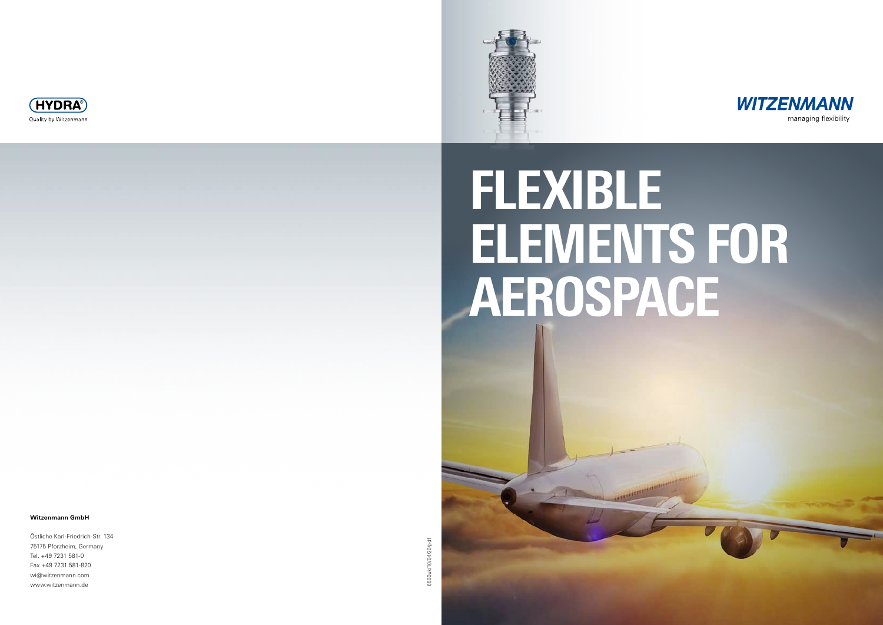HYDRA®

Quality by Witzenmann

**Witzenmann GmbH**

Östliche Karl-Friedrich-Str. 134
75175 Pforzheim, Germany
Tel. +49 7231 581-0
Fax +49 7231 581-820
wi@witzenmann.com
www.witzenmann.de

6500uk/10/04/20/pdf

WITZENMANN

managing flexibility

# FLEXIBLE ELEMENTS FOR AEROSPACE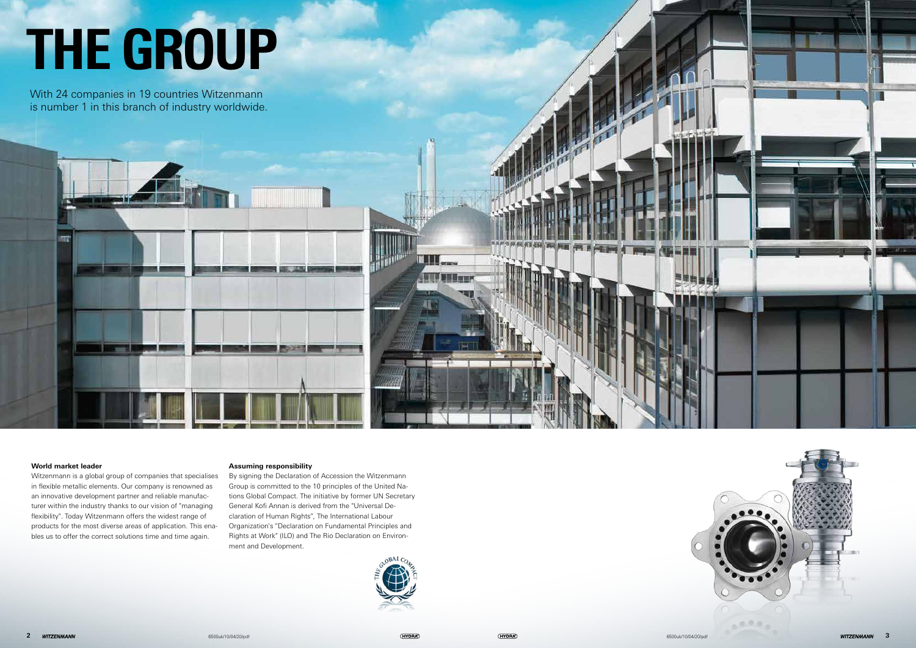# THE GROUP

With 24 companies in 19 countries Witzenmann is number 1 in this branch of industry worldwide.

**World market leader**

Witzenmann is a global group of companies that specialises in flexible metallic elements. Our company is renowned as an innovative development partner and reliable manufacturer within the industry thanks to our vision of "managing flexibility". Today Witzenmann offers the widest range of products for the most diverse areas of application. This enables us to offer the correct solutions time and time again.

**Assuming responsibility**

By signing the Declaration of Accession the Witzenmann Group is committed to the 10 principles of the United Nations Global Compact. The initiative by former UN Secretary General Kofi Annan is derived from the "Universal Declaration of Human Rights", The International Labour Organization's "Declaration on Fundamental Principles and Rights at Work" (ILO) and The Rio Declaration on Environment and Development.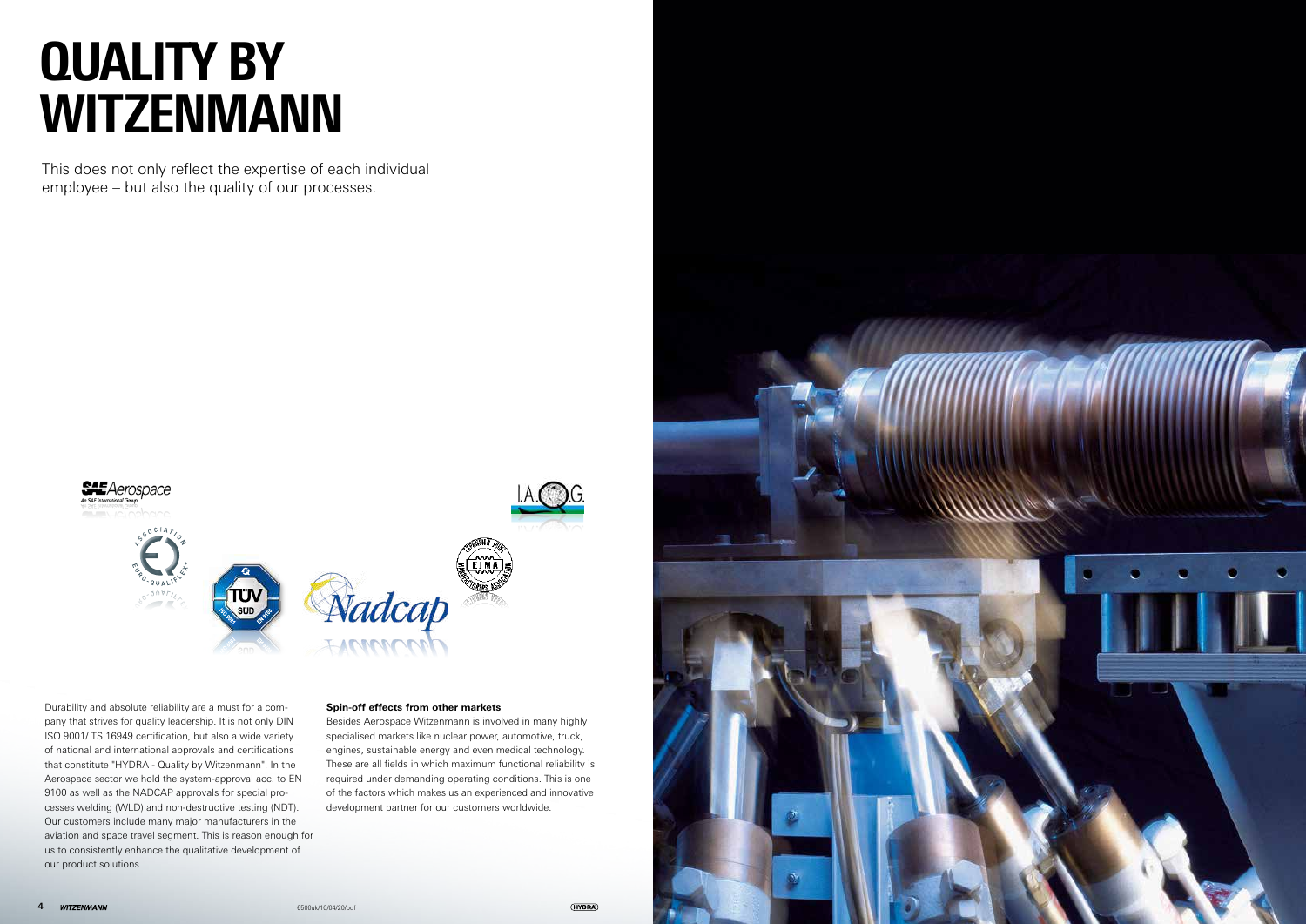# QUALITY BY WITZENMANN

This does not only reflect the expertise of each individual employee – but also the quality of our processes.

Durability and absolute reliability are a must for a company that strives for quality leadership. It is not only DIN ISO 9001/ TS 16949 certification, but also a wide variety of national and international approvals and certifications that constitute "HYDRA - Quality by Witzenmann". In the Aerospace sector we hold the system-approval acc. to EN 9100 as well as the NADCAP approvals for special processes welding (WLD) and non-destructive testing (NDT). Our customers include many major manufacturers in the aviation and space travel segment. This is reason enough for us to consistently enhance the qualitative development of our product solutions.

**Spin-off effects from other markets**

Besides Aerospace Witzenmann is involved in many highly specialised markets like nuclear power, automotive, truck, engines, sustainable energy and even medical technology. These are all fields in which maximum functional reliability is required under demanding operating conditions. This is one of the factors which makes us an experienced and innovative development partner for our customers worldwide.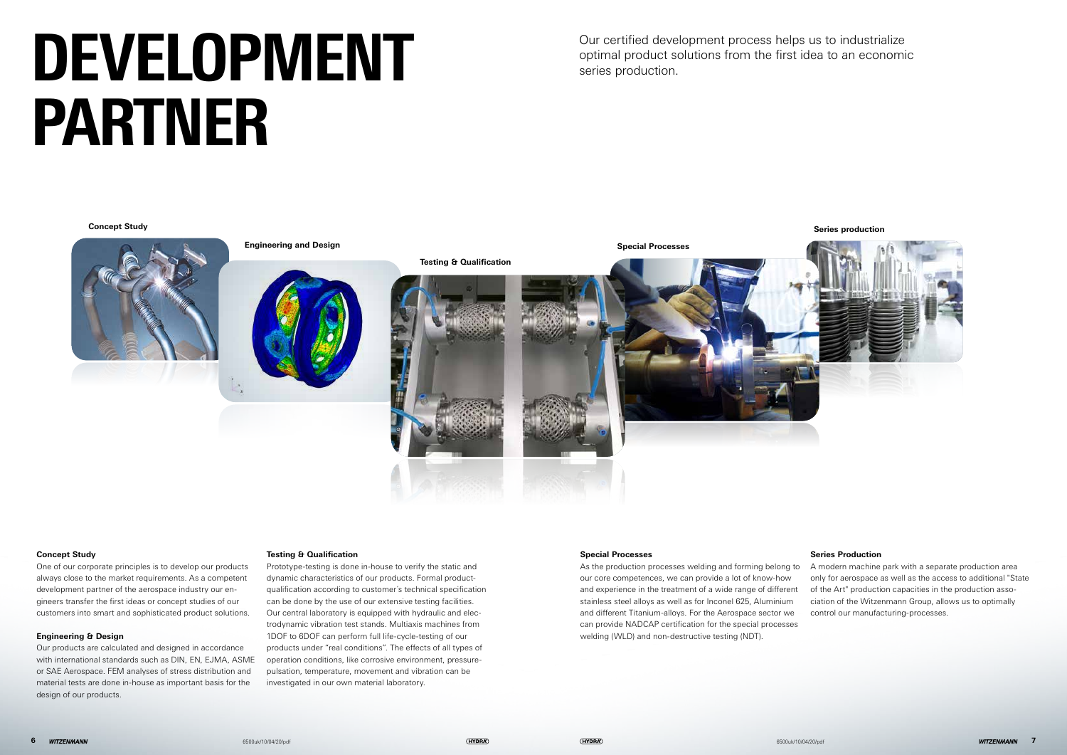# DEVELOPMENT PARTNER

Our certified development process helps us to industrialize optimal product solutions from the first idea to an economic series production.

Concept Study

Engineering and Design

Testing & Qualification

Special Processes

Series production

### Concept Study

One of our corporate principles is to develop our products always close to the market requirements. As a competent development partner of the aerospace industry our engineers transfer the first ideas or concept studies of our customers into smart and sophisticated product solutions.

### Engineering & Design

Our products are calculated and designed in accordance with international standards such as DIN, EN, EJMA, ASME or SAE Aerospace. FEM analyses of stress distribution and material tests are done in-house as important basis for the design of our products.

### Testing & Qualification

Prototype-testing is done in-house to verify the static and dynamic characteristics of our products. Formal product-qualification according to customer's technical specification can be done by the use of our extensive testing facilities. Our central laboratory is equipped with hydraulic and electrodynamic vibration test stands. Multiaxis machines from 1DOF to 6DOF can perform full life-cycle-testing of our products under "real conditions". The effects of all types of operation conditions, like corrosive environment, pressure-pulsation, temperature, movement and vibration can be investigated in our own material laboratory.

### Special Processes

As the production processes welding and forming belong to our core competences, we can provide a lot of know-how and experience in the treatment of a wide range of different stainless steel alloys as well as for Inconel 625, Aluminium and different Titanium-alloys. For the Aerospace sector we can provide NADCAP certification for the special processes welding (WLD) and non-destructive testing (NDT).

### Series Production

A modern machine park with a separate production area only for aerospace as well as the access to additional "State of the Art" production capacities in the production association of the Witzenmann Group, allows us to optimally control our manufacturing-processes.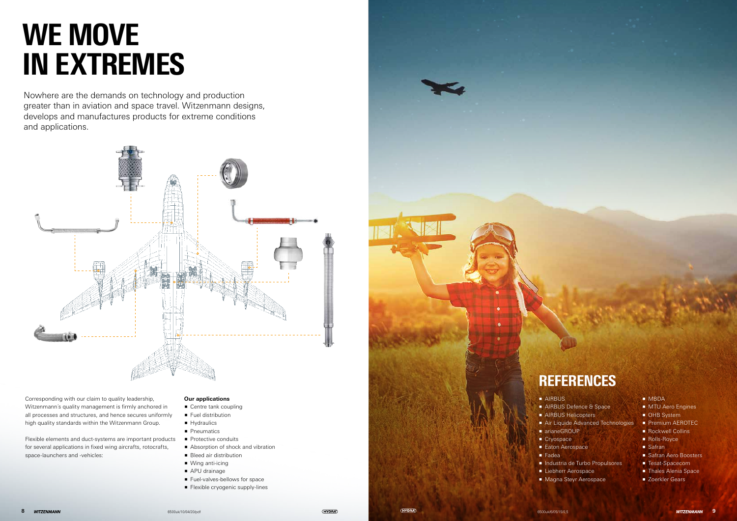# WE MOVE IN EXTREMES

Nowhere are the demands on technology and production greater than in aviation and space travel. Witzenmann designs, develops and manufactures products for extreme conditions and applications.

Corresponding with our claim to quality leadership, Witzenmann's quality management is firmly anchored in all processes and structures, and hence secures uniformly high quality standards within the Witzenmann Group.

Flexible elements and duct-systems are important products for several applications in fixed wing aircrafts, rotocrafts, space-launchers and -vehicles:

**Our applications**

- Centre tank coupling
- Fuel distribution
- Hydraulics
- Pneumatics
- Protective conduits
- Absorption of shock and vibration
- Bleed air distribution
- Wing anti-icing
- APU drainage
- Fuel-valves-bellows for space
- Flexible cryogenic supply-lines

## REFERENCES

- AIRBUS
- AIRBUS Defence & Space
- AIRBUS Helicopters
- Air Liquide Advanced Technologies
- arianeGROUP
- Cryospace
- Eaton Aerospace
- Fadea
- Industria de Turbo Propulsores
- Liebherr Aerospace
- Magna Steyr Aerospace
- MBDA
- MTU Aero Engines
- OHB System
- Premium AEROTEC
- Rockwell Collins
- Rolls-Royce
- Safran
- Safran Aero Boosters
- Tesat-Spacecom
- Thales Alenia Space
- Zoerkler Gears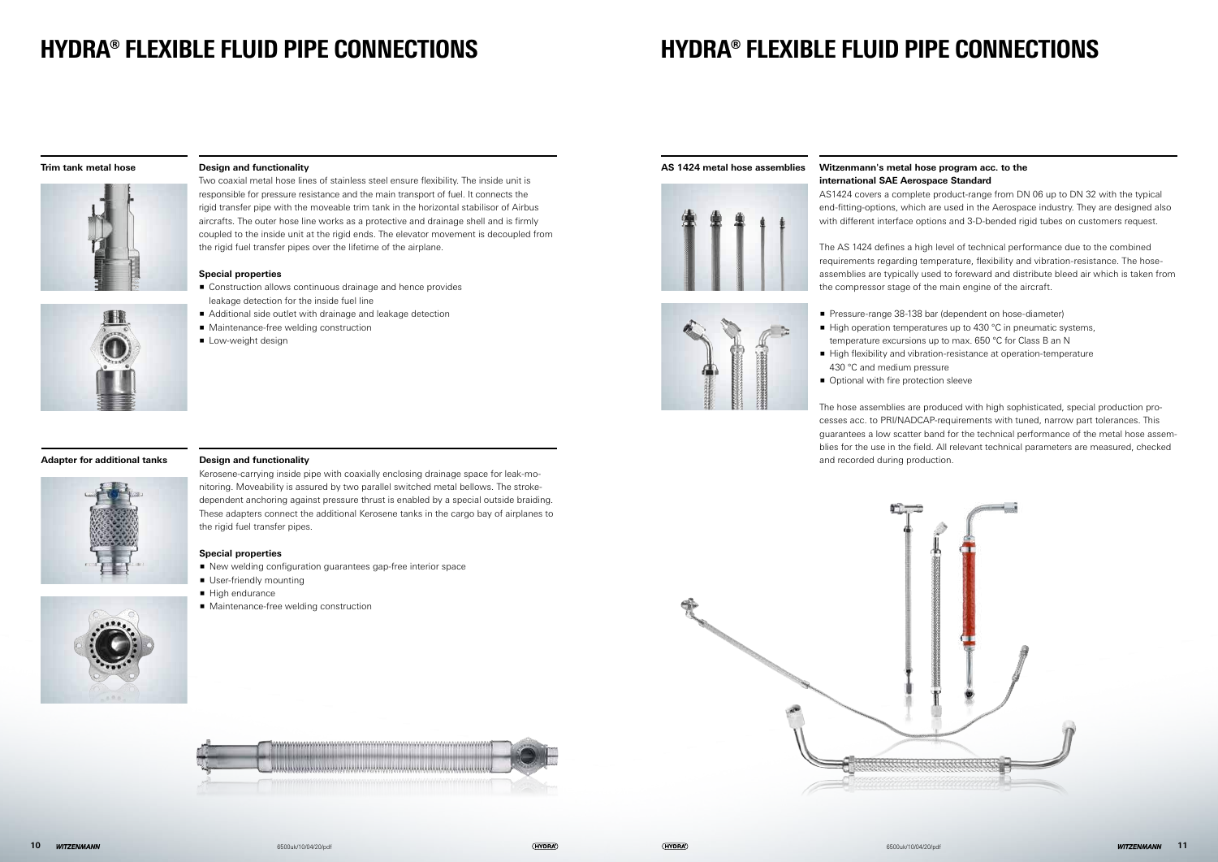# HYDRA® FLEXIBLE FLUID PIPE CONNECTIONS

## Trim tank metal hose

### Design and functionality

Two coaxial metal hose lines of stainless steel ensure flexibility. The inside unit is responsible for pressure resistance and the main transport of fuel. It connects the rigid transfer pipe with the moveable trim tank in the horizontal stabilisor of Airbus aircrafts. The outer hose line works as a protective and drainage shell and is firmly coupled to the inside unit at the rigid ends. The elevator movement is decoupled from the rigid fuel transfer pipes over the lifetime of the airplane.

### Special properties

- Construction allows continuous drainage and hence provides leakage detection for the inside fuel line
- Additional side outlet with drainage and leakage detection
- Maintenance-free welding construction
- Low-weight design

## Adapter for additional tanks

### Design and functionality

Kerosene-carrying inside pipe with coaxially enclosing drainage space for leak-monitoring. Moveability is assured by two parallel switched metal bellows. The stroke-dependent anchoring against pressure thrust is enabled by a special outside braiding. These adapters connect the additional Kerosene tanks in the cargo bay of airplanes to the rigid fuel transfer pipes.

### Special properties

- New welding configuration guarantees gap-free interior space
- User-friendly mounting
- High endurance
- Maintenance-free welding construction

# HYDRA® FLEXIBLE FLUID PIPE CONNECTIONS

## AS 1424 metal hose assemblies

### Witzenmann's metal hose program acc. to the international SAE Aerospace Standard

AS1424 covers a complete product-range from DN 06 up to DN 32 with the typical end-fitting-options, which are used in the Aerospace industry. They are designed also with different interface options and 3-D-bended rigid tubes on customers request.

The AS 1424 defines a high level of technical performance due to the combined requirements regarding temperature, flexibility and vibration-resistance. The hose-assemblies are typically used to foreward and distribute bleed air which is taken from the compressor stage of the main engine of the aircraft.

- Pressure-range 38-138 bar (dependent on hose-diameter)
- High operation temperatures up to 430 °C in pneumatic systems, temperature excursions up to max. 650 °C for Class B an N
- High flexibility and vibration-resistance at operation-temperature 430 °C and medium pressure
- Optional with fire protection sleeve

The hose assemblies are produced with high sophisticated, special production processes acc. to PRI/NADCAP-requirements with tuned, narrow part tolerances. This guarantees a low scatter band for the technical performance of the metal hose assemblies for the use in the field. All relevant technical parameters are measured, checked and recorded during production.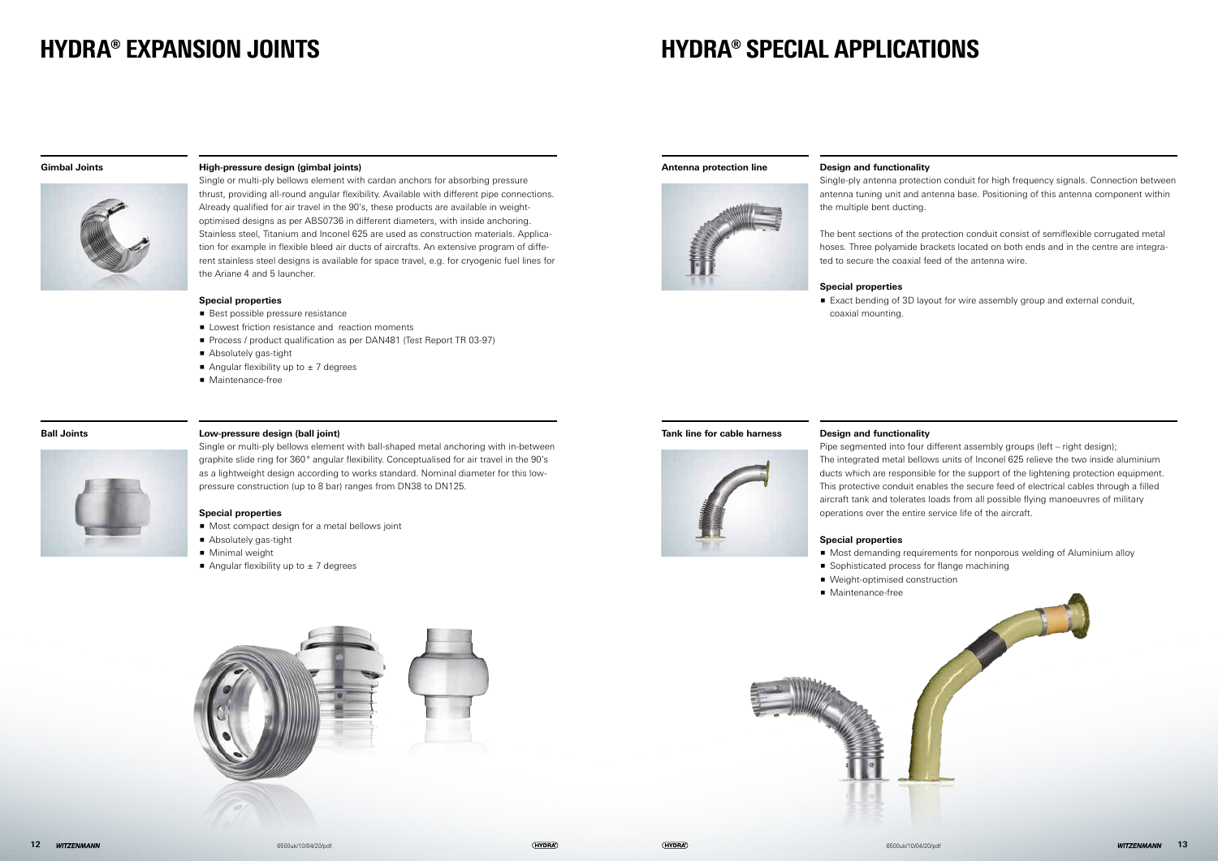# HYDRA® EXPANSION JOINTS

## Gimbal Joints

### High-pressure design (gimbal joints)

Single or multi-ply bellows element with cardan anchors for absorbing pressure thrust, providing all-round angular flexibility. Available with different pipe connections. Already qualified for air travel in the 90's, these products are available in weight-optimised designs as per ABS0736 in different diameters, with inside anchoring. Stainless steel, Titanium and Inconel 625 are used as construction materials. Application for example in flexible bleed air ducts of aircrafts. An extensive program of different stainless steel designs is available for space travel, e.g. for cryogenic fuel lines for the Ariane 4 and 5 launcher.

**Special properties**

- Best possible pressure resistance
- Lowest friction resistance and reaction moments
- Process / product qualification as per DAN481 (Test Report TR 03-97)
- Absolutely gas-tight
- Angular flexibility up to ± 7 degrees
- Maintenance-free

## Ball Joints

### Low-pressure design (ball joint)

Single or multi-ply bellows element with ball-shaped metal anchoring with in-between graphite slide ring for 360° angular flexibility. Conceptualised for air travel in the 90's as a lightweight design according to works standard. Nominal diameter for this low-pressure construction (up to 8 bar) ranges from DN38 to DN125.

**Special properties**

- Most compact design for a metal bellows joint
- Absolutely gas-tight
- Minimal weight
- Angular flexibility up to ± 7 degrees

# HYDRA® SPECIAL APPLICATIONS

## Antenna protection line

### Design and functionality

Single-ply antenna protection conduit for high frequency signals. Connection between antenna tuning unit and antenna base. Positioning of this antenna component within the multiple bent ducting.

The bent sections of the protection conduit consist of semiflexible corrugated metal hoses. Three polyamide brackets located on both ends and in the centre are integrated to secure the coaxial feed of the antenna wire.

**Special properties**

- Exact bending of 3D layout for wire assembly group and external conduit, coaxial mounting.

## Tank line for cable harness

### Design and functionality

Pipe segmented into four different assembly groups (left – right design); The integrated metal bellows units of Inconel 625 relieve the two inside aluminium ducts which are responsible for the support of the lightening protection equipment. This protective conduit enables the secure feed of electrical cables through a filled aircraft tank and tolerates loads from all possible flying manoeuvres of military operations over the entire service life of the aircraft.

**Special properties**

- Most demanding requirements for nonporous welding of Aluminium alloy
- Sophisticated process for flange machining
- Weight-optimised construction
- Maintenance-free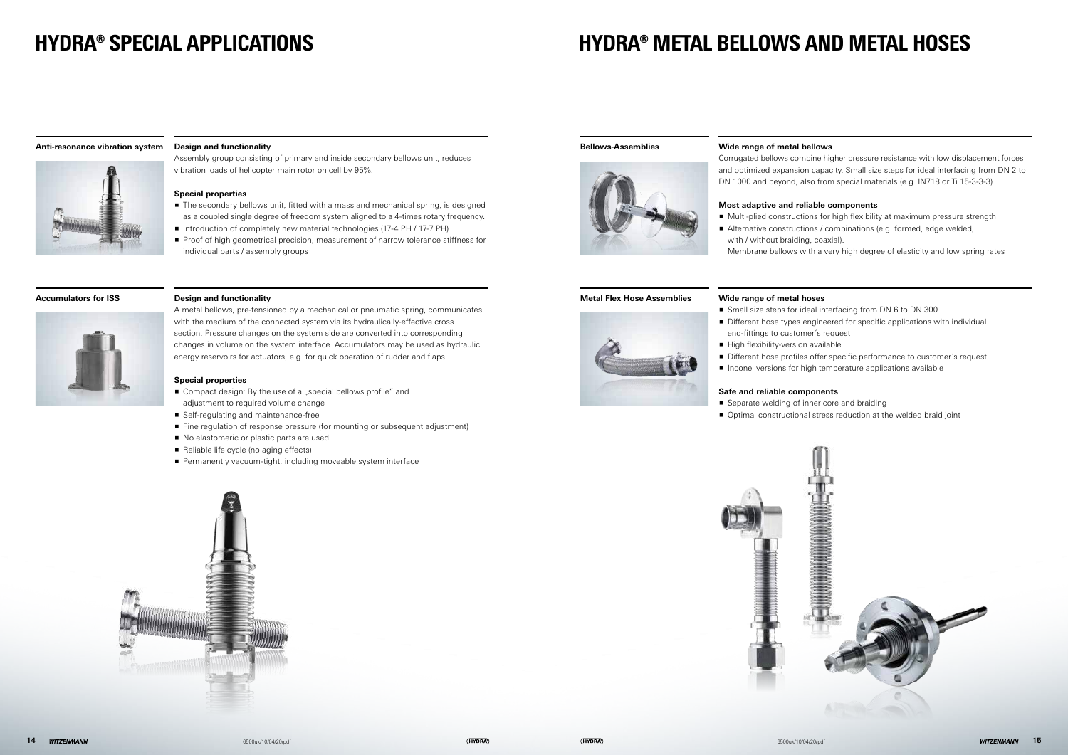# HYDRA® SPECIAL APPLICATIONS

### Anti-resonance vibration system

**Design and functionality**

Assembly group consisting of primary and inside secondary bellows unit, reduces vibration loads of helicopter main rotor on cell by 95%.

**Special properties**

- The secondary bellows unit, fitted with a mass and mechanical spring, is designed as a coupled single degree of freedom system aligned to a 4-times rotary frequency.
- Introduction of completely new material technologies (17-4 PH / 17-7 PH).
- Proof of high geometrical precision, measurement of narrow tolerance stiffness for individual parts / assembly groups

### Accumulators for ISS

**Design and functionality**

A metal bellows, pre-tensioned by a mechanical or pneumatic spring, communicates with the medium of the connected system via its hydraulically-effective cross section. Pressure changes on the system side are converted into corresponding changes in volume on the system interface. Accumulators may be used as hydraulic energy reservoirs for actuators, e.g. for quick operation of rudder and flaps.

**Special properties**

- Compact design: By the use of a „special bellows profile" and adjustment to required volume change
- Self-regulating and maintenance-free
- Fine regulation of response pressure (for mounting or subsequent adjustment)
- No elastomeric or plastic parts are used
- Reliable life cycle (no aging effects)
- Permanently vacuum-tight, including moveable system interface

# HYDRA® METAL BELLOWS AND METAL HOSES

### Bellows-Assemblies

**Wide range of metal bellows**

Corrugated bellows combine higher pressure resistance with low displacement forces and optimized expansion capacity. Small size steps for ideal interfacing from DN 2 to DN 1000 and beyond, also from special materials (e.g. IN718 or Ti 15-3-3-3).

**Most adaptive and reliable components**

- Multi-plied constructions for high flexibility at maximum pressure strength
- Alternative constructions / combinations (e.g. formed, edge welded, with / without braiding, coaxial).
  Membrane bellows with a very high degree of elasticity and low spring rates

### Metal Flex Hose Assemblies

**Wide range of metal hoses**

- Small size steps for ideal interfacing from DN 6 to DN 300
- Different hose types engineered for specific applications with individual end-fittings to customer´s request
- High flexibility-version available
- Different hose profiles offer specific performance to customer´s request
- Inconel versions for high temperature applications available

**Safe and reliable components**

- Separate welding of inner core and braiding
- Optimal constructional stress reduction at the welded braid joint